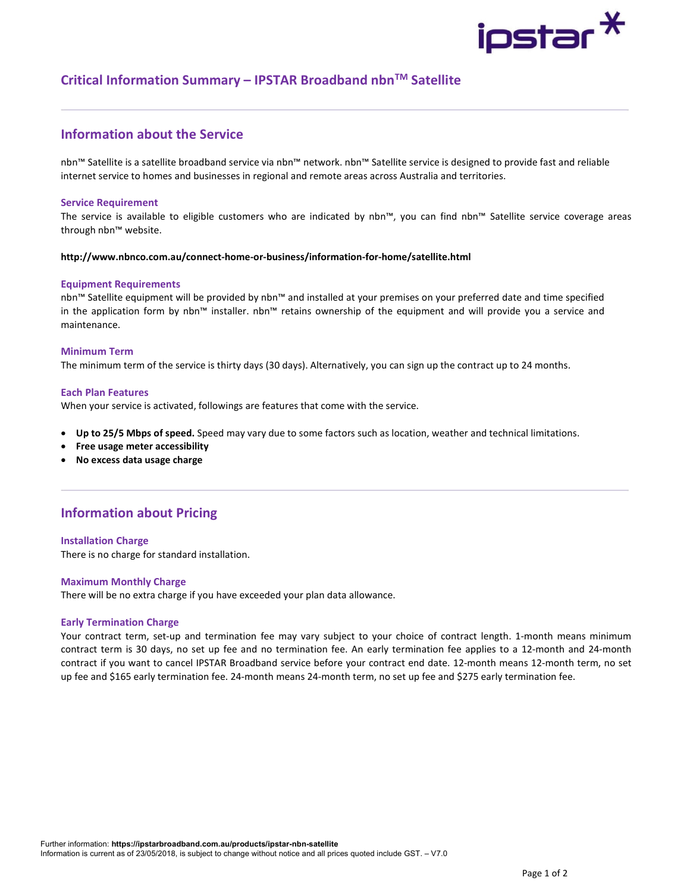# Critical Information Summary – IPSTAR Broadband nbn™ Satellite

## Information about the Service

nbn™ Satellite is a satellite broadband service via nbn™ network. nbn™ Satellite service is designed to provide fast and reliable internet service to homes and businesses in regional and remote areas across Australia and territories.

### Service Requirement

The service is available to eligible customers who are indicated by nbn™, you can find nbn™ Satellite service coverage areas through nbn™ website.

**http://www.nbnco.com.au/connect-home-or-business/information-for-home/satellite.html**

### Equipment Requirements

nbn™ Satellite equipment will be provided by nbn™ and installed at your premises on your preferred date and time specified in the application form by nbn™ installer. nbn™ retains ownership of the equipment and will provide you a service and maintenance.

### Minimum Term

The minimum term of the service is thirty days (30 days). Alternatively, you can sign up the contract up to 24 months.

### Each Plan Features

When your service is activated, followings are features that come with the service.

- **Up to 25/5 Mbps of speed.** Speed may vary due to some factors such as location, weather and technical limitations.
- **Free usage meter accessibility**
- **No excess data usage charge**

## Information about Pricing

### Installation Charge

There is no charge for standard installation.

### Maximum Monthly Charge

There will be no extra charge if you have exceeded your plan data allowance.

### Early Termination Charge

Your contract term, set-up and termination fee may vary subject to your choice of contract length. 1-month means minimum contract term is 30 days, no set up fee and no termination fee. An early termination fee applies to a 12-month and 24-month contract if you want to cancel IPSTAR Broadband service before your contract end date. 12-month means 12-month term, no set up fee and $165 early termination fee. 24-month means 24-month term, no set up fee and $275 early termination fee.

Further information: **https://ipstarbroadband.com.au/products/ipstar-nbn-satellite**
Information is current as of 23/05/2018, is subject to change without notice and all prices quoted include GST. – V7.0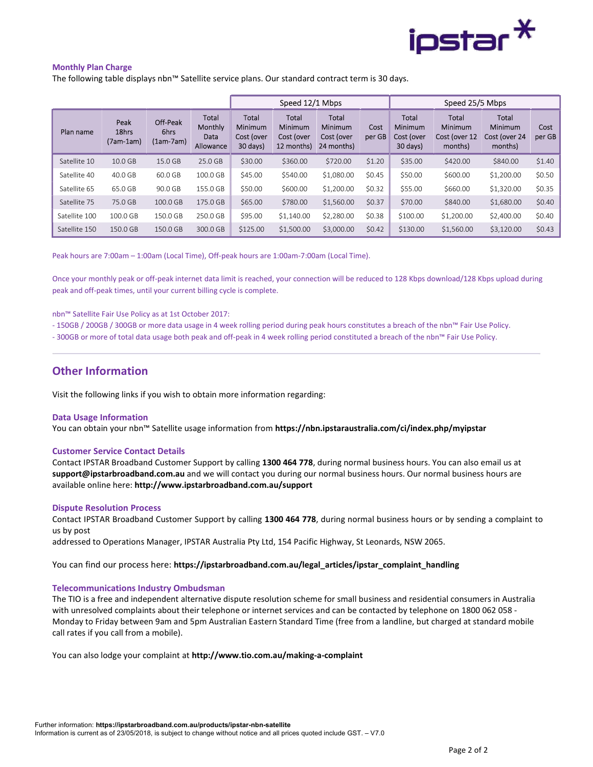### Monthly Plan Charge

The following table displays nbn™ Satellite service plans. Our standard contract term is 30 days.

| | | | | Speed 12/1 Mbps | | | | Speed 25/5 Mbps | | | |
|---|---|---|---|---|---|---|---|---|---|---|---|
| Plan name | Peak 18hrs (7am-1am) | Off-Peak 6hrs (1am-7am) | Total Monthly Data Allowance | Total Minimum Cost (over 30 days) | Total Minimum Cost (over 12 months) | Total Minimum Cost (over 24 months) | Cost per GB | Total Minimum Cost (over 30 days) | Total Minimum Cost (over 12 months) | Total Minimum Cost (over 24 months) | Cost per GB |
| Satellite 10 | 10.0 GB | 15.0 GB | 25.0 GB | $30.00 | $360.00 | $720.00 | $1.20 | $35.00 | $420.00 | $840.00 | $1.40 |
| Satellite 40 | 40.0 GB | 60.0 GB | 100.0 GB | $45.00 | $540.00 | $1,080.00 | $0.45 | $50.00 | $600.00 | $1,200.00 | $0.50 |
| Satellite 65 | 65.0 GB | 90.0 GB | 155.0 GB | $50.00 | $600.00 | $1,200.00 | $0.32 | $55.00 | $660.00 | $1,320.00 | $0.35 |
| Satellite 75 | 75.0 GB | 100.0 GB | 175.0 GB | $65.00 | $780.00 | $1,560.00 | $0.37 | $70.00 | $840.00 | $1,680.00 | $0.40 |
| Satellite 100 | 100.0 GB | 150.0 GB | 250.0 GB | $95.00 | $1,140.00 | $2,280.00 | $0.38 | $100.00 | $1,200.00 | $2,400.00 | $0.40 |
| Satellite 150 | 150.0 GB | 150.0 GB | 300.0 GB | $125.00 | $1,500.00 | $3,000.00 | $0.42 | $130.00 | $1,560.00 | $3,120.00 | $0.43 |

Peak hours are 7:00am – 1:00am (Local Time), Off-peak hours are 1:00am-7:00am (Local Time).

Once your monthly peak or off-peak internet data limit is reached, your connection will be reduced to 128 Kbps download/128 Kbps upload during peak and off-peak times, until your current billing cycle is complete.

nbn™ Satellite Fair Use Policy as at 1st October 2017:

- 150GB / 200GB / 300GB or more data usage in 4 week rolling period during peak hours constitutes a breach of the nbn™ Fair Use Policy.
- 300GB or more of total data usage both peak and off-peak in 4 week rolling period constituted a breach of the nbn™ Fair Use Policy.

## Other Information

Visit the following links if you wish to obtain more information regarding:

### Data Usage Information

You can obtain your nbn™ Satellite usage information from **https://nbn.ipstaraustralia.com/ci/index.php/myipstar**

### Customer Service Contact Details

Contact IPSTAR Broadband Customer Support by calling **1300 464 778**, during normal business hours. You can also email us at **support@ipstarbroadband.com.au** and we will contact you during our normal business hours. Our normal business hours are available online here: **http://www.ipstarbroadband.com.au/support**

### Dispute Resolution Process

Contact IPSTAR Broadband Customer Support by calling **1300 464 778**, during normal business hours or by sending a complaint to us by post
addressed to Operations Manager, IPSTAR Australia Pty Ltd, 154 Pacific Highway, St Leonards, NSW 2065.

You can find our process here: **https://ipstarbroadband.com.au/legal_articles/ipstar_complaint_handling**

### Telecommunications Industry Ombudsman

The TIO is a free and independent alternative dispute resolution scheme for small business and residential consumers in Australia with unresolved complaints about their telephone or internet services and can be contacted by telephone on 1800 062 058 - Monday to Friday between 9am and 5pm Australian Eastern Standard Time (free from a landline, but charged at standard mobile call rates if you call from a mobile).

You can also lodge your complaint at **http://www.tio.com.au/making-a-complaint**

Further information: **https://ipstarbroadband.com.au/products/ipstar-nbn-satellite**
Information is current as of 23/05/2018, is subject to change without notice and all prices quoted include GST. – V7.0